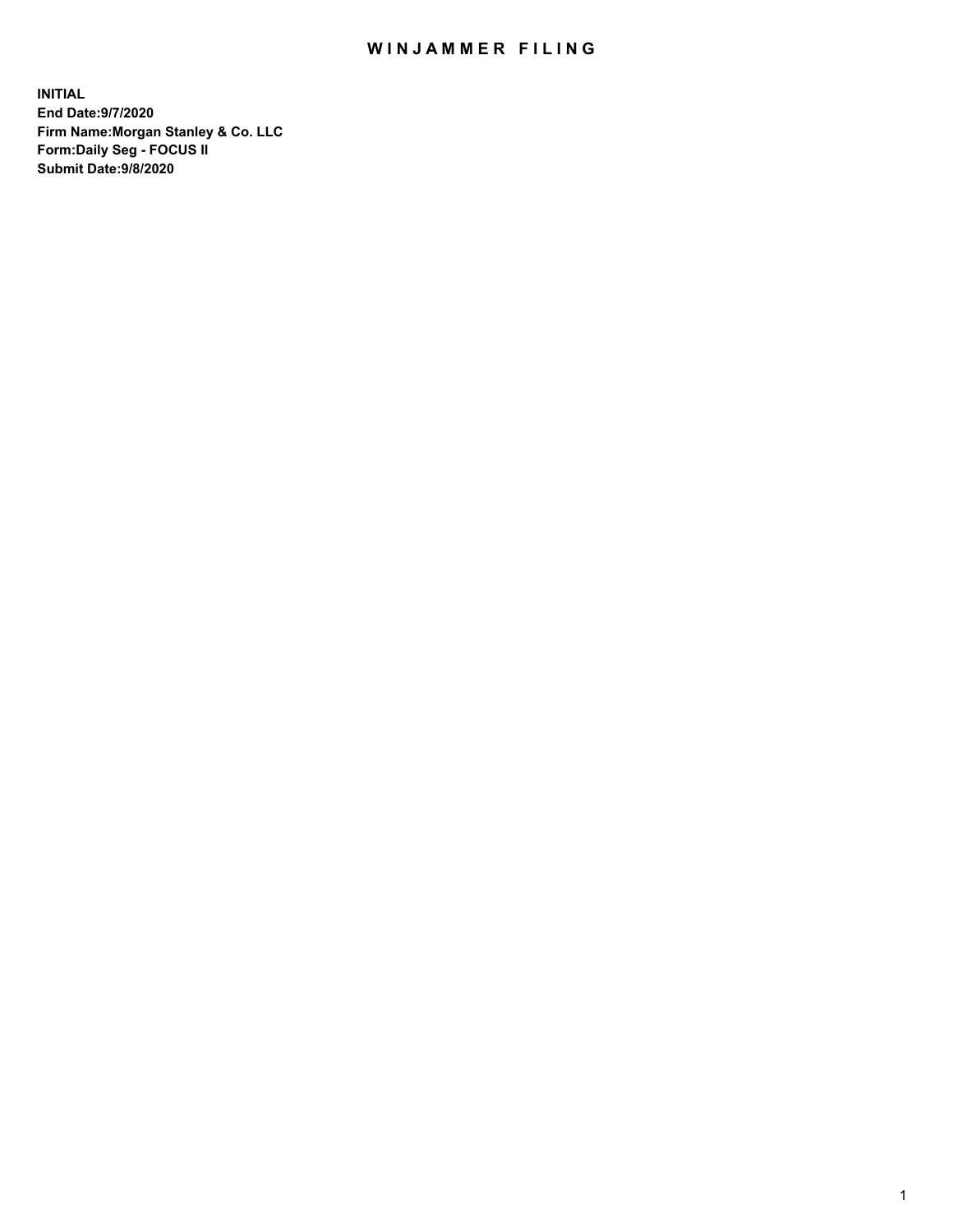# WINJAMMER FILING

**INITIAL**
**End Date:9/7/2020**
**Firm Name:Morgan Stanley & Co. LLC**
**Form:Daily Seg - FOCUS II**
**Submit Date:9/8/2020**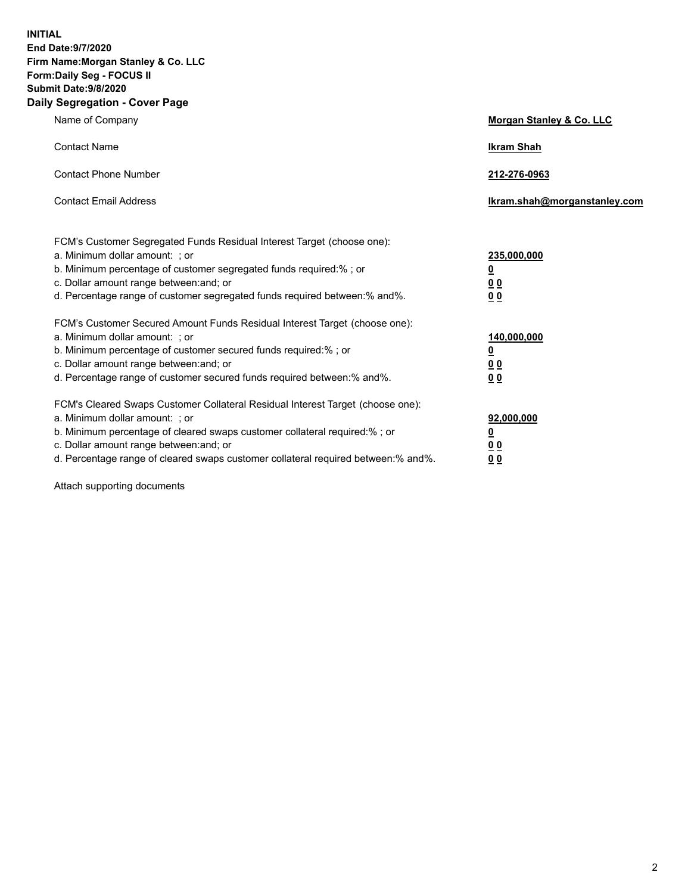**INITIAL**
**End Date:9/7/2020**
**Firm Name:Morgan Stanley & Co. LLC**
**Form:Daily Seg - FOCUS II**
**Submit Date:9/8/2020**

## Daily Segregation - Cover Page

| | |
|---|---|
| Name of Company | **Morgan Stanley & Co. LLC** |
| Contact Name | **Ikram Shah** |
| Contact Phone Number | **212-276-0963** |
| Contact Email Address | **Ikram.shah@morganstanley.com** |

FCM's Customer Segregated Funds Residual Interest Target (choose one):

| | |
|---|---|
| a. Minimum dollar amount: ; or | **235,000,000** |
| b. Minimum percentage of customer segregated funds required:% ; or | **0** |
| c. Dollar amount range between:and; or | **0 0** |
| d. Percentage range of customer segregated funds required between:% and%. | **0 0** |

FCM's Customer Secured Amount Funds Residual Interest Target (choose one):

| | |
|---|---|
| a. Minimum dollar amount: ; or | **140,000,000** |
| b. Minimum percentage of customer secured funds required:% ; or | **0** |
| c. Dollar amount range between:and; or | **0 0** |
| d. Percentage range of customer secured funds required between:% and%. | **0 0** |

FCM's Cleared Swaps Customer Collateral Residual Interest Target (choose one):

| | |
|---|---|
| a. Minimum dollar amount: ; or | **92,000,000** |
| b. Minimum percentage of cleared swaps customer collateral required:% ; or | **0** |
| c. Dollar amount range between:and; or | **0 0** |
| d. Percentage range of cleared swaps customer collateral required between:% and%. | **0 0** |

Attach supporting documents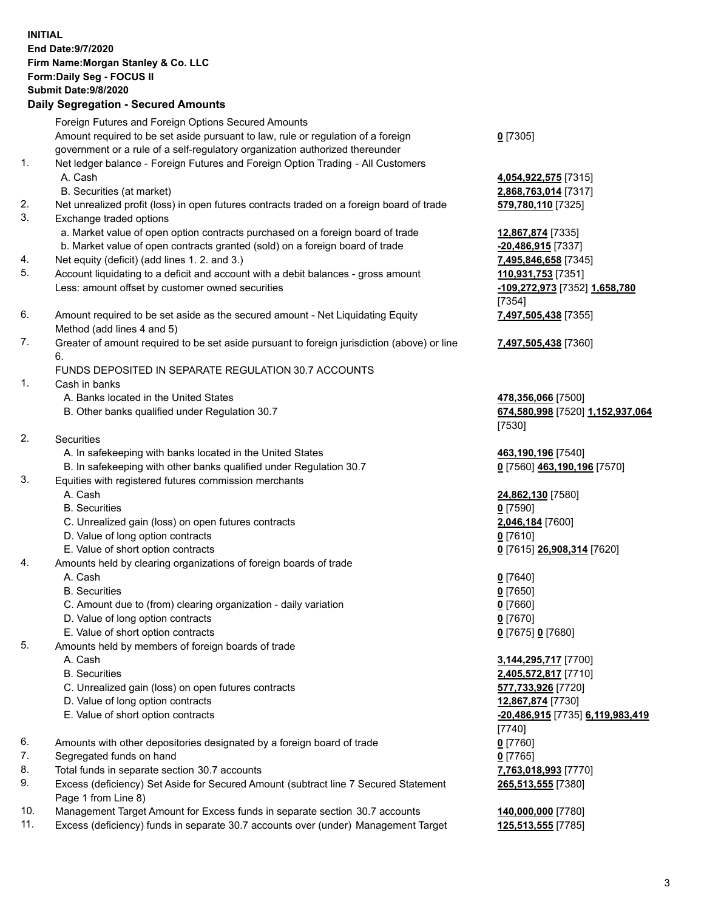**INITIAL**
**End Date:9/7/2020**
**Firm Name:Morgan Stanley & Co. LLC**
**Form:Daily Seg - FOCUS II**
**Submit Date:9/8/2020**

### Daily Segregation - Secured Amounts

| | | |
|---|---|---|
| | Foreign Futures and Foreign Options Secured Amounts | |
| | Amount required to be set aside pursuant to law, rule or regulation of a foreign government or a rule of a self-regulatory organization authorized thereunder | **0** [7305] |
| 1. | Net ledger balance - Foreign Futures and Foreign Option Trading - All Customers | |
| | A. Cash | **4,054,922,575** [7315] |
| | B. Securities (at market) | **2,868,763,014** [7317] |
| 2. | Net unrealized profit (loss) in open futures contracts traded on a foreign board of trade | **579,780,110** [7325] |
| 3. | Exchange traded options | |
| | a. Market value of open option contracts purchased on a foreign board of trade | **12,867,874** [7335] |
| | b. Market value of open contracts granted (sold) on a foreign board of trade | **-20,486,915** [7337] |
| 4. | Net equity (deficit) (add lines 1. 2. and 3.) | **7,495,846,658** [7345] |
| 5. | Account liquidating to a deficit and account with a debit balances - gross amount | **110,931,753** [7351] |
| | Less: amount offset by customer owned securities | **-109,272,973** [7352] **1,658,780** [7354] |
| 6. | Amount required to be set aside as the secured amount - Net Liquidating Equity Method (add lines 4 and 5) | **7,497,505,438** [7355] |
| 7. | Greater of amount required to be set aside pursuant to foreign jurisdiction (above) or line 6. | **7,497,505,438** [7360] |
| | FUNDS DEPOSITED IN SEPARATE REGULATION 30.7 ACCOUNTS | |
| 1. | Cash in banks | |
| | A. Banks located in the United States | **478,356,066** [7500] |
| | B. Other banks qualified under Regulation 30.7 | **674,580,998** [7520] **1,152,937,064** [7530] |
| 2. | Securities | |
| | A. In safekeeping with banks located in the United States | **463,190,196** [7540] |
| | B. In safekeeping with other banks qualified under Regulation 30.7 | **0** [7560] **463,190,196** [7570] |
| 3. | Equities with registered futures commission merchants | |
| | A. Cash | **24,862,130** [7580] |
| | B. Securities | **0** [7590] |
| | C. Unrealized gain (loss) on open futures contracts | **2,046,184** [7600] |
| | D. Value of long option contracts | **0** [7610] |
| | E. Value of short option contracts | **0** [7615] **26,908,314** [7620] |
| 4. | Amounts held by clearing organizations of foreign boards of trade | |
| | A. Cash | **0** [7640] |
| | B. Securities | **0** [7650] |
| | C. Amount due to (from) clearing organization - daily variation | **0** [7660] |
| | D. Value of long option contracts | **0** [7670] |
| | E. Value of short option contracts | **0** [7675] **0** [7680] |
| 5. | Amounts held by members of foreign boards of trade | |
| | A. Cash | **3,144,295,717** [7700] |
| | B. Securities | **2,405,572,817** [7710] |
| | C. Unrealized gain (loss) on open futures contracts | **577,733,926** [7720] |
| | D. Value of long option contracts | **12,867,874** [7730] |
| | E. Value of short option contracts | **-20,486,915** [7735] **6,119,983,419** [7740] |
| 6. | Amounts with other depositories designated by a foreign board of trade | **0** [7760] |
| 7. | Segregated funds on hand | **0** [7765] |
| 8. | Total funds in separate section 30.7 accounts | **7,763,018,993** [7770] |
| 9. | Excess (deficiency) Set Aside for Secured Amount (subtract line 7 Secured Statement Page 1 from Line 8) | **265,513,555** [7380] |
| 10. | Management Target Amount for Excess funds in separate section 30.7 accounts | **140,000,000** [7780] |
| 11. | Excess (deficiency) funds in separate 30.7 accounts over (under) Management Target | **125,513,555** [7785] |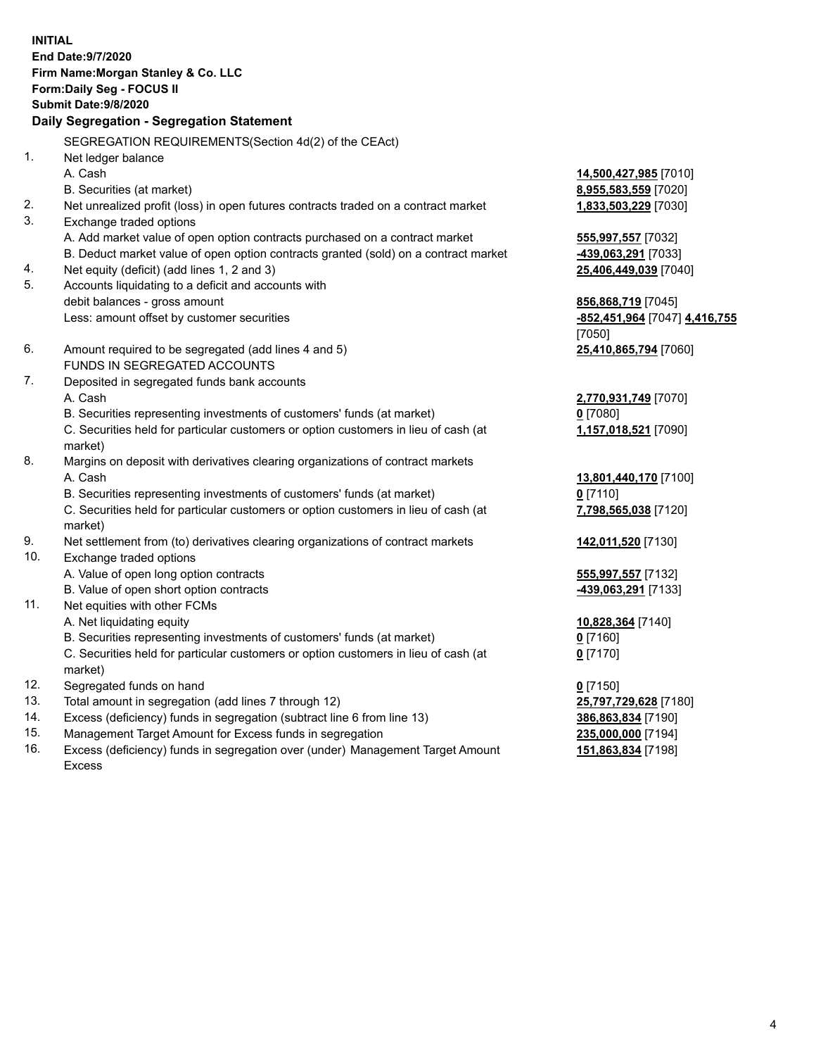**INITIAL**
**End Date:9/7/2020**
**Firm Name:Morgan Stanley & Co. LLC**
**Form:Daily Seg - FOCUS II**
**Submit Date:9/8/2020**

**Daily Segregation - Segregation Statement**

SEGREGATION REQUIREMENTS(Section 4d(2) of the CEAct)

| | | |
|---|---|---|
| 1. | Net ledger balance | |
| | A. Cash | **14,500,427,985** [7010] |
| | B. Securities (at market) | **8,955,583,559** [7020] |
| 2. | Net unrealized profit (loss) in open futures contracts traded on a contract market | **1,833,503,229** [7030] |
| 3. | Exchange traded options | |
| | A. Add market value of open option contracts purchased on a contract market | **555,997,557** [7032] |
| | B. Deduct market value of open option contracts granted (sold) on a contract market | **-439,063,291** [7033] |
| 4. | Net equity (deficit) (add lines 1, 2 and 3) | **25,406,449,039** [7040] |
| 5. | Accounts liquidating to a deficit and accounts with debit balances - gross amount | **856,868,719** [7045] |
| | Less: amount offset by customer securities | **-852,451,964** [7047] **4,416,755** [7050] |
| 6. | Amount required to be segregated (add lines 4 and 5) | **25,410,865,794** [7060] |
| | FUNDS IN SEGREGATED ACCOUNTS | |
| 7. | Deposited in segregated funds bank accounts | |
| | A. Cash | **2,770,931,749** [7070] |
| | B. Securities representing investments of customers' funds (at market) | **0** [7080] |
| | C. Securities held for particular customers or option customers in lieu of cash (at market) | **1,157,018,521** [7090] |
| 8. | Margins on deposit with derivatives clearing organizations of contract markets | |
| | A. Cash | **13,801,440,170** [7100] |
| | B. Securities representing investments of customers' funds (at market) | **0** [7110] |
| | C. Securities held for particular customers or option customers in lieu of cash (at market) | **7,798,565,038** [7120] |
| 9. | Net settlement from (to) derivatives clearing organizations of contract markets | **142,011,520** [7130] |
| 10. | Exchange traded options | |
| | A. Value of open long option contracts | **555,997,557** [7132] |
| | B. Value of open short option contracts | **-439,063,291** [7133] |
| 11. | Net equities with other FCMs | |
| | A. Net liquidating equity | **10,828,364** [7140] |
| | B. Securities representing investments of customers' funds (at market) | **0** [7160] |
| | C. Securities held for particular customers or option customers in lieu of cash (at market) | **0** [7170] |
| 12. | Segregated funds on hand | **0** [7150] |
| 13. | Total amount in segregation (add lines 7 through 12) | **25,797,729,628** [7180] |
| 14. | Excess (deficiency) funds in segregation (subtract line 6 from line 13) | **386,863,834** [7190] |
| 15. | Management Target Amount for Excess funds in segregation | **235,000,000** [7194] |
| 16. | Excess (deficiency) funds in segregation over (under) Management Target Amount Excess | **151,863,834** [7198] |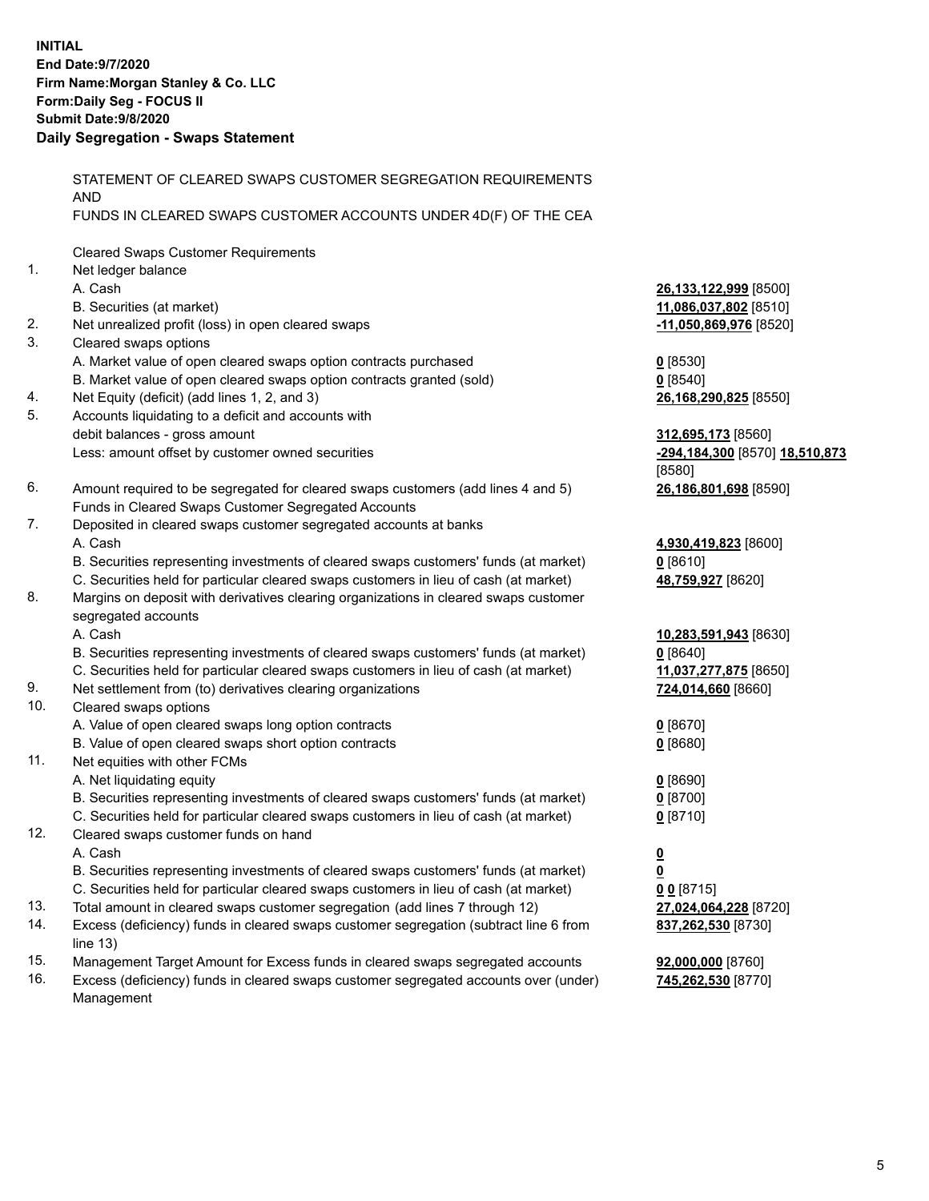**INITIAL**
**End Date:9/7/2020**
**Firm Name:Morgan Stanley & Co. LLC**
**Form:Daily Seg - FOCUS II**
**Submit Date:9/8/2020**
**Daily Segregation - Swaps Statement**

STATEMENT OF CLEARED SWAPS CUSTOMER SEGREGATION REQUIREMENTS AND FUNDS IN CLEARED SWAPS CUSTOMER ACCOUNTS UNDER 4D(F) OF THE CEA

| | | |
|---|---|---|
| | Cleared Swaps Customer Requirements | |
| 1. | Net ledger balance | |
| | A. Cash | **26,133,122,999** [8500] |
| | B. Securities (at market) | **11,086,037,802** [8510] |
| 2. | Net unrealized profit (loss) in open cleared swaps | **-11,050,869,976** [8520] |
| 3. | Cleared swaps options | |
| | A. Market value of open cleared swaps option contracts purchased | **0** [8530] |
| | B. Market value of open cleared swaps option contracts granted (sold) | **0** [8540] |
| 4. | Net Equity (deficit) (add lines 1, 2, and 3) | **26,168,290,825** [8550] |
| 5. | Accounts liquidating to a deficit and accounts with debit balances - gross amount | **312,695,173** [8560] |
| | Less: amount offset by customer owned securities | **-294,184,300** [8570] **18,510,873** [8580] |
| 6. | Amount required to be segregated for cleared swaps customers (add lines 4 and 5) | **26,186,801,698** [8590] |
| | Funds in Cleared Swaps Customer Segregated Accounts | |
| 7. | Deposited in cleared swaps customer segregated accounts at banks | |
| | A. Cash | **4,930,419,823** [8600] |
| | B. Securities representing investments of cleared swaps customers' funds (at market) | **0** [8610] |
| | C. Securities held for particular cleared swaps customers in lieu of cash (at market) | **48,759,927** [8620] |
| 8. | Margins on deposit with derivatives clearing organizations in cleared swaps customer segregated accounts | |
| | A. Cash | **10,283,591,943** [8630] |
| | B. Securities representing investments of cleared swaps customers' funds (at market) | **0** [8640] |
| | C. Securities held for particular cleared swaps customers in lieu of cash (at market) | **11,037,277,875** [8650] |
| 9. | Net settlement from (to) derivatives clearing organizations | **724,014,660** [8660] |
| 10. | Cleared swaps options | |
| | A. Value of open cleared swaps long option contracts | **0** [8670] |
| | B. Value of open cleared swaps short option contracts | **0** [8680] |
| 11. | Net equities with other FCMs | |
| | A. Net liquidating equity | **0** [8690] |
| | B. Securities representing investments of cleared swaps customers' funds (at market) | **0** [8700] |
| | C. Securities held for particular cleared swaps customers in lieu of cash (at market) | **0** [8710] |
| 12. | Cleared swaps customer funds on hand | |
| | A. Cash | **0** |
| | B. Securities representing investments of cleared swaps customers' funds (at market) | **0** |
| | C. Securities held for particular cleared swaps customers in lieu of cash (at market) | **0** **0** [8715] |
| 13. | Total amount in cleared swaps customer segregation (add lines 7 through 12) | **27,024,064,228** [8720] |
| 14. | Excess (deficiency) funds in cleared swaps customer segregation (subtract line 6 from line 13) | **837,262,530** [8730] |
| 15. | Management Target Amount for Excess funds in cleared swaps segregated accounts | **92,000,000** [8760] |
| 16. | Excess (deficiency) funds in cleared swaps customer segregated accounts over (under) Management | **745,262,530** [8770] |